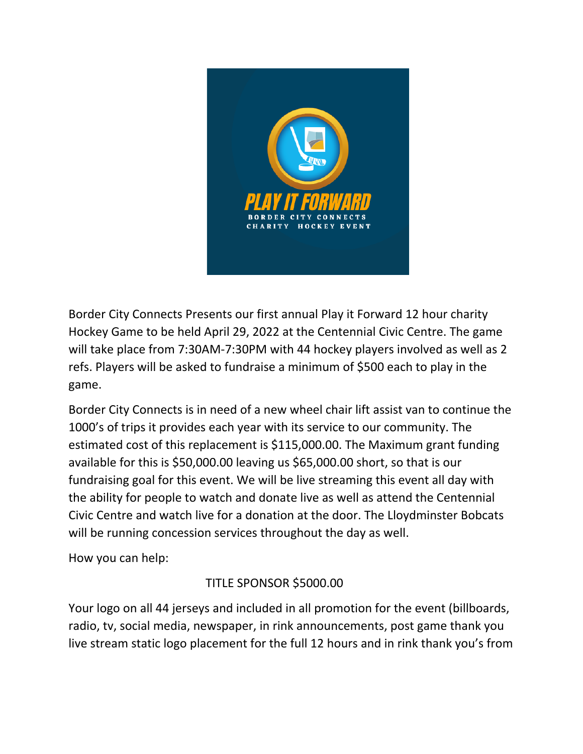PLAY IT FORWARD
BORDER CITY CONNECTS
CHARITY HOCKEY EVENT

Border City Connects Presents our first annual Play it Forward 12 hour charity Hockey Game to be held April 29, 2022 at the Centennial Civic Centre. The game will take place from 7:30AM-7:30PM with 44 hockey players involved as well as 2 refs. Players will be asked to fundraise a minimum of $500 each to play in the game.

Border City Connects is in need of a new wheel chair lift assist van to continue the 1000's of trips it provides each year with its service to our community. The estimated cost of this replacement is $115,000.00. The Maximum grant funding available for this is $50,000.00 leaving us $65,000.00 short, so that is our fundraising goal for this event. We will be live streaming this event all day with the ability for people to watch and donate live as well as attend the Centennial Civic Centre and watch live for a donation at the door. The Lloydminster Bobcats will be running concession services throughout the day as well.

How you can help:

TITLE SPONSOR $5000.00

Your logo on all 44 jerseys and included in all promotion for the event (billboards, radio, tv, social media, newspaper, in rink announcements, post game thank you live stream static logo placement for the full 12 hours and in rink thank you's from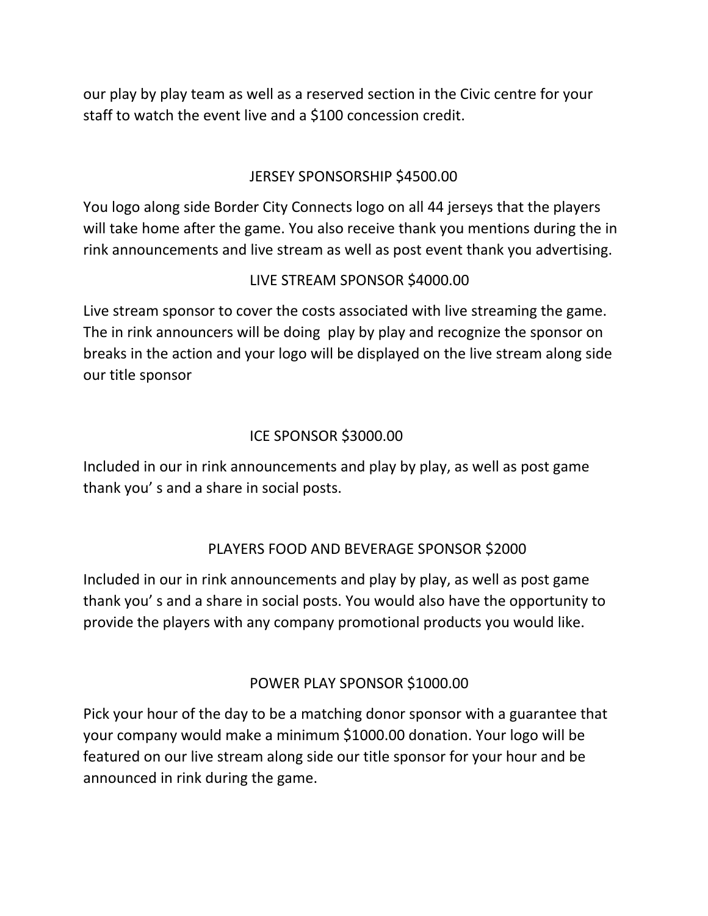our play by play team as well as a reserved section in the Civic centre for your staff to watch the event live and a $100 concession credit.

## JERSEY SPONSORSHIP $4500.00

You logo along side Border City Connects logo on all 44 jerseys that the players will take home after the game. You also receive thank you mentions during the in rink announcements and live stream as well as post event thank you advertising.

## LIVE STREAM SPONSOR $4000.00

Live stream sponsor to cover the costs associated with live streaming the game. The in rink announcers will be doing play by play and recognize the sponsor on breaks in the action and your logo will be displayed on the live stream along side our title sponsor

## ICE SPONSOR $3000.00

Included in our in rink announcements and play by play, as well as post game thank you' s and a share in social posts.

## PLAYERS FOOD AND BEVERAGE SPONSOR $2000

Included in our in rink announcements and play by play, as well as post game thank you' s and a share in social posts. You would also have the opportunity to provide the players with any company promotional products you would like.

## POWER PLAY SPONSOR $1000.00

Pick your hour of the day to be a matching donor sponsor with a guarantee that your company would make a minimum $1000.00 donation. Your logo will be featured on our live stream along side our title sponsor for your hour and be announced in rink during the game.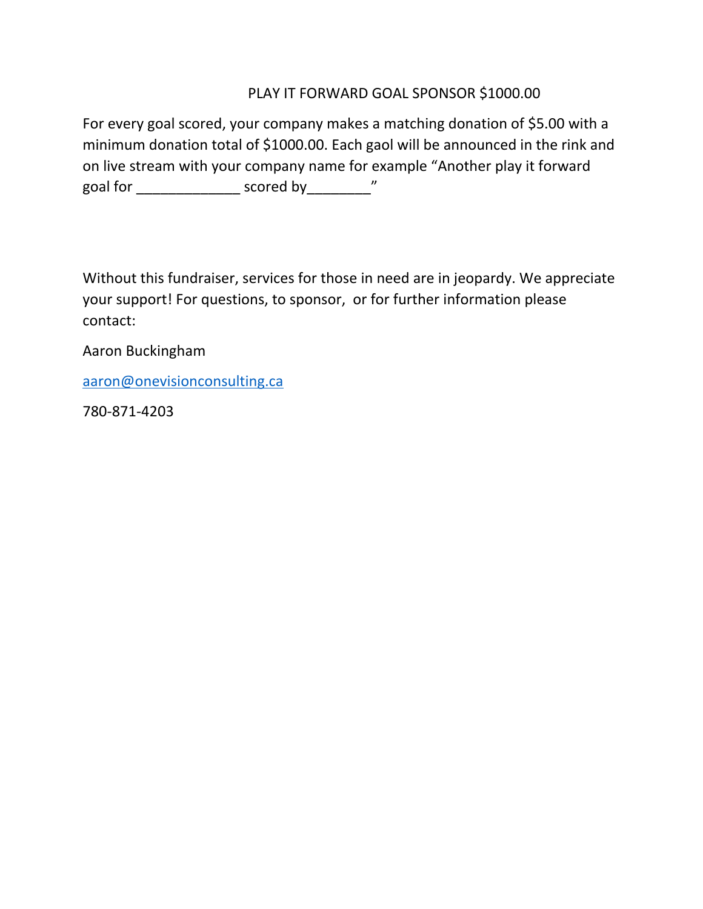## PLAY IT FORWARD GOAL SPONSOR $1000.00

For every goal scored, your company makes a matching donation of $5.00 with a minimum donation total of $1000.00. Each gaol will be announced in the rink and on live stream with your company name for example "Another play it forward goal for _____________ scored by________"

Without this fundraiser, services for those in need are in jeopardy. We appreciate your support! For questions, to sponsor, or for further information please contact:

Aaron Buckingham

aaron@onevisionconsulting.ca

780-871-4203